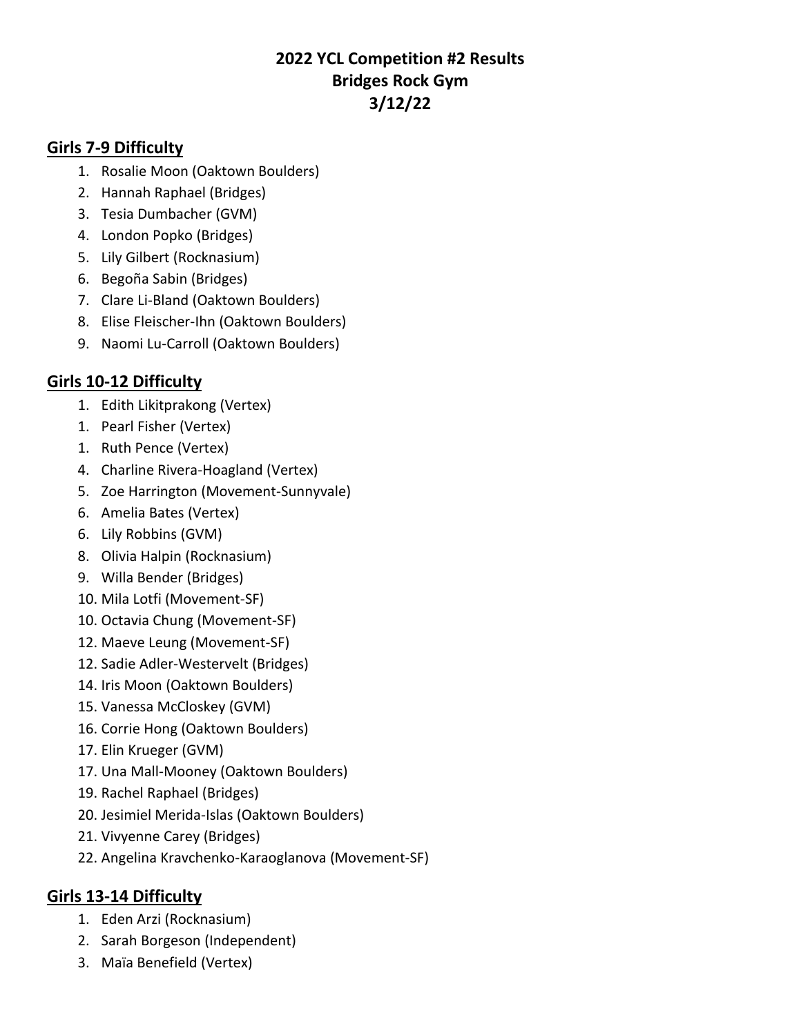# 2022 YCL Competition #2 Results
# Bridges Rock Gym
# 3/12/22

## Girls 7-9 Difficulty

1. Rosalie Moon (Oaktown Boulders)
2. Hannah Raphael (Bridges)
3. Tesia Dumbacher (GVM)
4. London Popko (Bridges)
5. Lily Gilbert (Rocknasium)
6. Begoña Sabin (Bridges)
7. Clare Li-Bland (Oaktown Boulders)
8. Elise Fleischer-Ihn (Oaktown Boulders)
9. Naomi Lu-Carroll (Oaktown Boulders)

## Girls 10-12 Difficulty

1. Edith Likitprakong (Vertex)
1. Pearl Fisher (Vertex)
1. Ruth Pence (Vertex)
4. Charline Rivera-Hoagland (Vertex)
5. Zoe Harrington (Movement-Sunnyvale)
6. Amelia Bates (Vertex)
6. Lily Robbins (GVM)
8. Olivia Halpin (Rocknasium)
9. Willa Bender (Bridges)
10. Mila Lotfi (Movement-SF)
10. Octavia Chung (Movement-SF)
12. Maeve Leung (Movement-SF)
12. Sadie Adler-Westervelt (Bridges)
14. Iris Moon (Oaktown Boulders)
15. Vanessa McCloskey (GVM)
16. Corrie Hong (Oaktown Boulders)
17. Elin Krueger (GVM)
17. Una Mall-Mooney (Oaktown Boulders)
19. Rachel Raphael (Bridges)
20. Jesimiel Merida-Islas (Oaktown Boulders)
21. Vivyenne Carey (Bridges)
22. Angelina Kravchenko-Karaoglanova (Movement-SF)

## Girls 13-14 Difficulty

1. Eden Arzi (Rocknasium)
2. Sarah Borgeson (Independent)
3. Maïa Benefield (Vertex)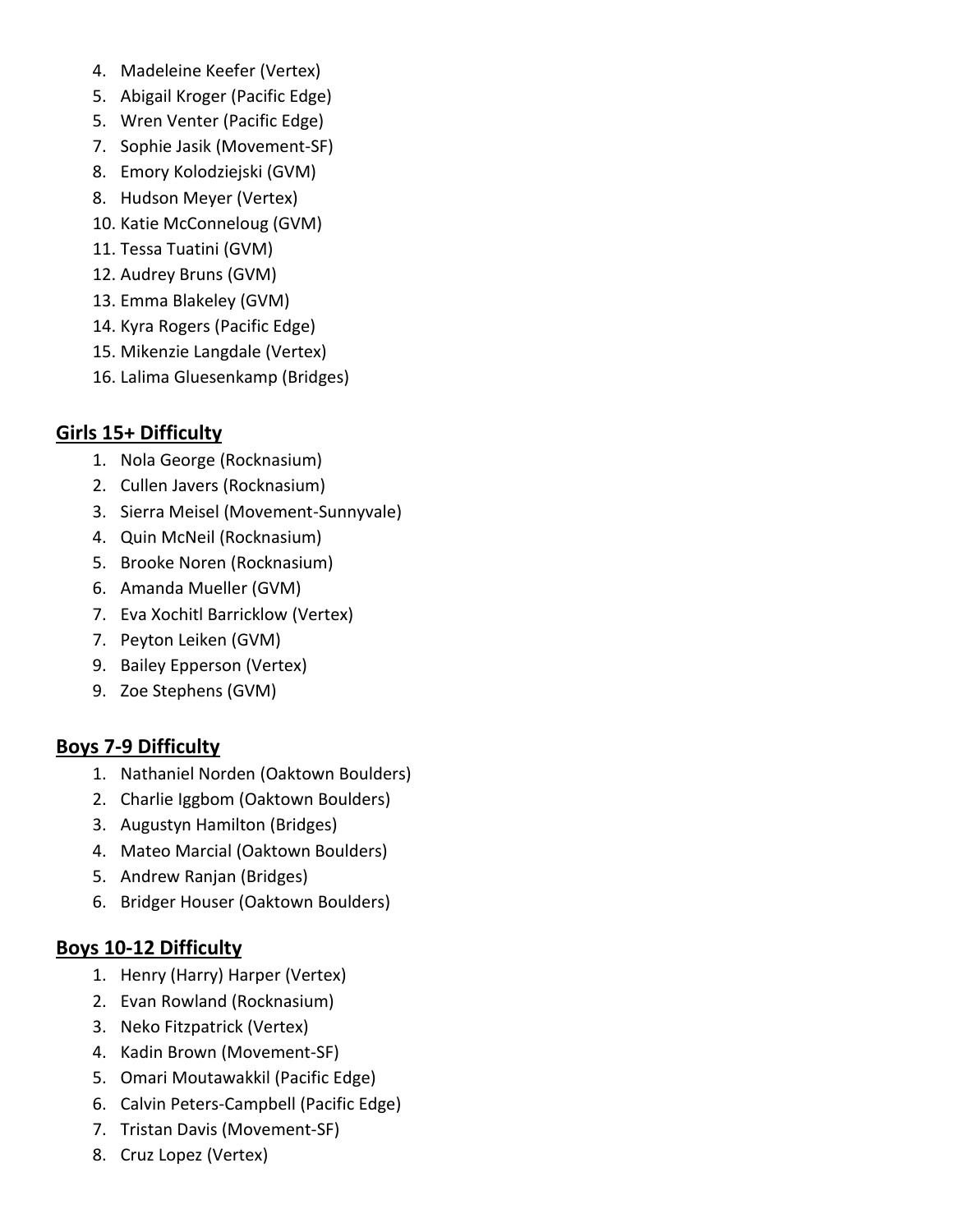4. Madeleine Keefer (Vertex)
5. Abigail Kroger (Pacific Edge)
5. Wren Venter (Pacific Edge)
7. Sophie Jasik (Movement-SF)
8. Emory Kolodziejski (GVM)
8. Hudson Meyer (Vertex)
10. Katie McConneloug (GVM)
11. Tessa Tuatini (GVM)
12. Audrey Bruns (GVM)
13. Emma Blakeley (GVM)
14. Kyra Rogers (Pacific Edge)
15. Mikenzie Langdale (Vertex)
16. Lalima Gluesenkamp (Bridges)

## **Girls 15+ Difficulty**

1. Nola George (Rocknasium)
2. Cullen Javers (Rocknasium)
3. Sierra Meisel (Movement-Sunnyvale)
4. Quin McNeil (Rocknasium)
5. Brooke Noren (Rocknasium)
6. Amanda Mueller (GVM)
7. Eva Xochitl Barricklow (Vertex)
7. Peyton Leiken (GVM)
9. Bailey Epperson (Vertex)
9. Zoe Stephens (GVM)

## **Boys 7-9 Difficulty**

1. Nathaniel Norden (Oaktown Boulders)
2. Charlie Iggbom (Oaktown Boulders)
3. Augustyn Hamilton (Bridges)
4. Mateo Marcial (Oaktown Boulders)
5. Andrew Ranjan (Bridges)
6. Bridger Houser (Oaktown Boulders)

## **Boys 10-12 Difficulty**

1. Henry (Harry) Harper (Vertex)
2. Evan Rowland (Rocknasium)
3. Neko Fitzpatrick (Vertex)
4. Kadin Brown (Movement-SF)
5. Omari Moutawakkil (Pacific Edge)
6. Calvin Peters-Campbell (Pacific Edge)
7. Tristan Davis (Movement-SF)
8. Cruz Lopez (Vertex)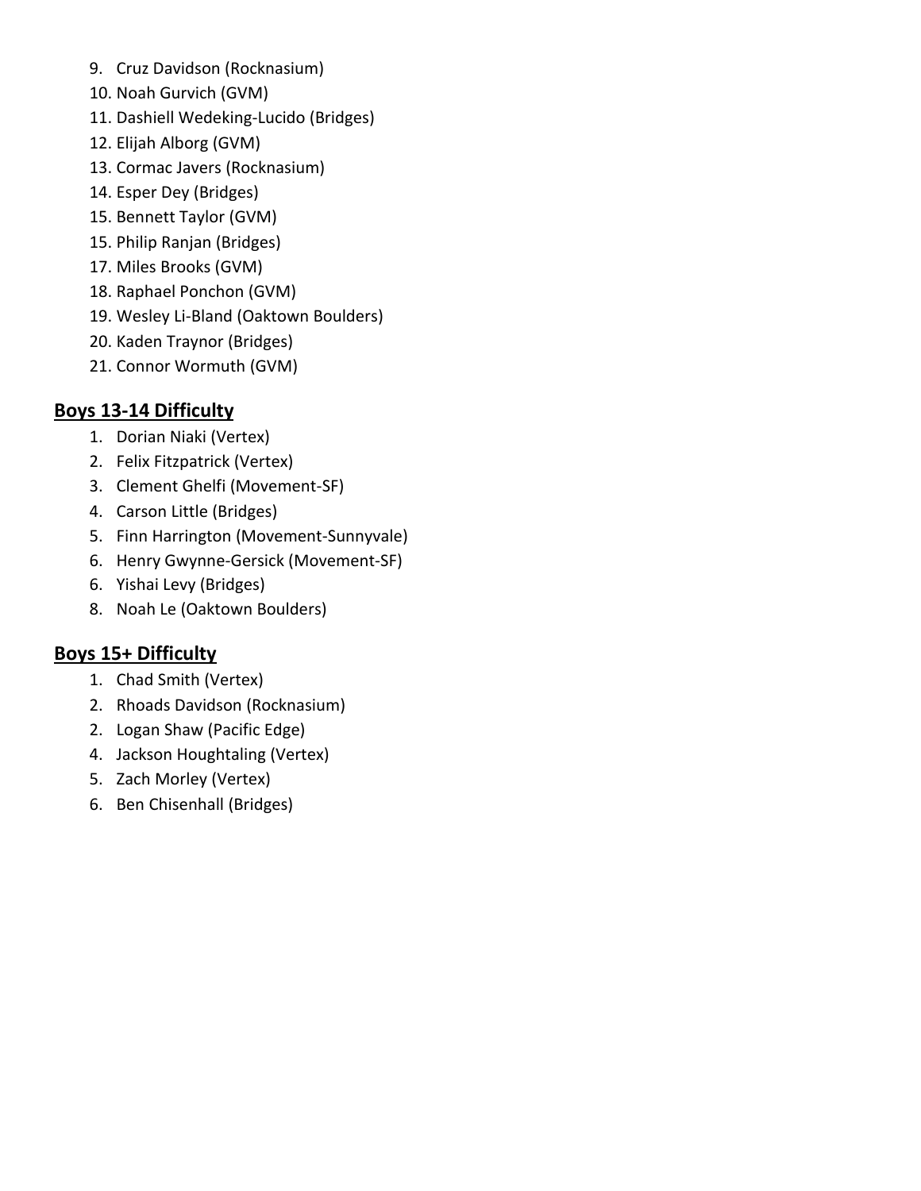9. Cruz Davidson (Rocknasium)
10. Noah Gurvich (GVM)
11. Dashiell Wedeking-Lucido (Bridges)
12. Elijah Alborg (GVM)
13. Cormac Javers (Rocknasium)
14. Esper Dey (Bridges)
15. Bennett Taylor (GVM)
15. Philip Ranjan (Bridges)
17. Miles Brooks (GVM)
18. Raphael Ponchon (GVM)
19. Wesley Li-Bland (Oaktown Boulders)
20. Kaden Traynor (Bridges)
21. Connor Wormuth (GVM)

## Boys 13-14 Difficulty

1. Dorian Niaki (Vertex)
2. Felix Fitzpatrick (Vertex)
3. Clement Ghelfi (Movement-SF)
4. Carson Little (Bridges)
5. Finn Harrington (Movement-Sunnyvale)
6. Henry Gwynne-Gersick (Movement-SF)
6. Yishai Levy (Bridges)
8. Noah Le (Oaktown Boulders)

## Boys 15+ Difficulty

1. Chad Smith (Vertex)
2. Rhoads Davidson (Rocknasium)
2. Logan Shaw (Pacific Edge)
4. Jackson Houghtaling (Vertex)
5. Zach Morley (Vertex)
6. Ben Chisenhall (Bridges)